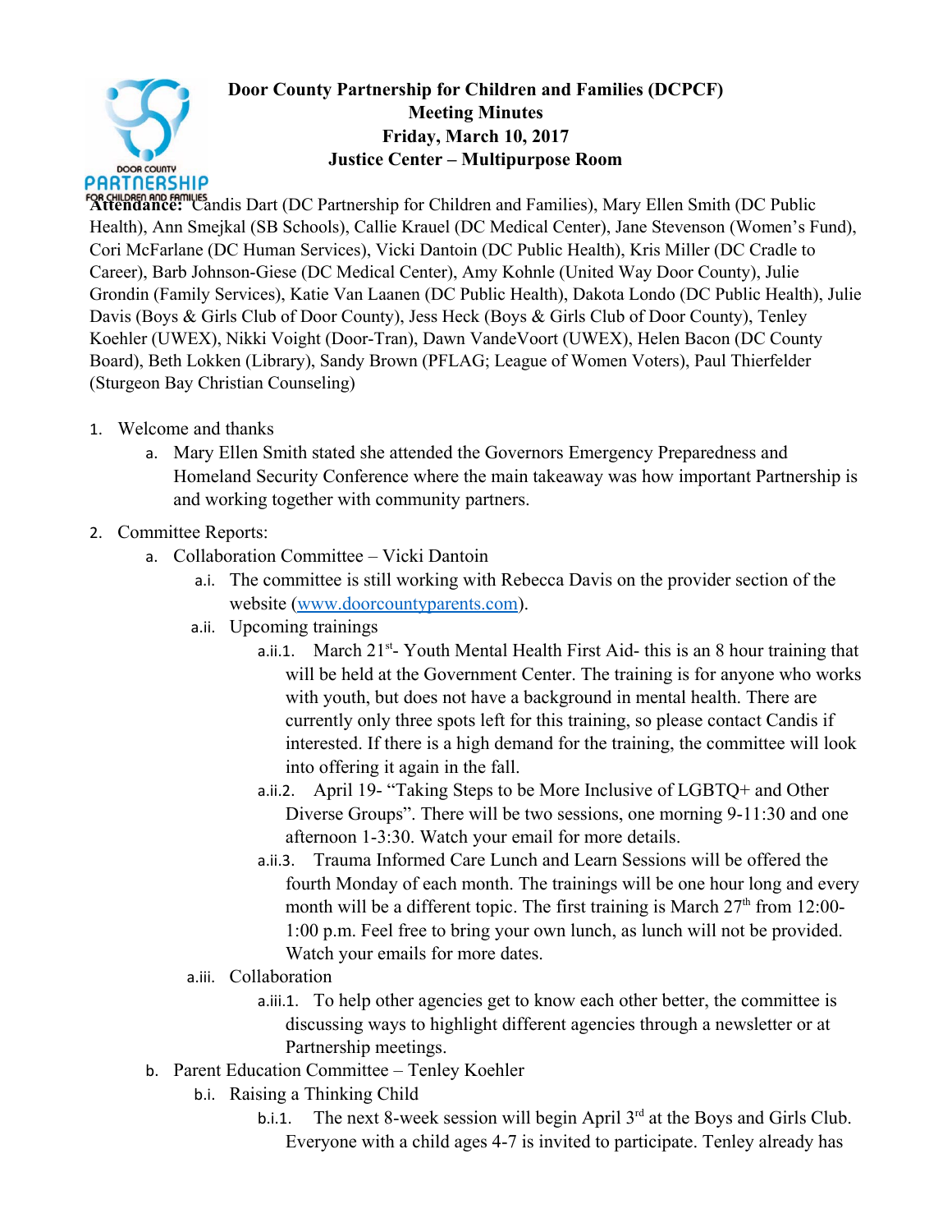# Door County Partnership for Children and Families (DCPCF)
## Meeting Minutes
## Friday, March 10, 2017
## Justice Center – Multipurpose Room

**Attendance:** Candis Dart (DC Partnership for Children and Families), Mary Ellen Smith (DC Public Health), Ann Smejkal (SB Schools), Callie Krauel (DC Medical Center), Jane Stevenson (Women's Fund), Cori McFarlane (DC Human Services), Vicki Dantoin (DC Public Health), Kris Miller (DC Cradle to Career), Barb Johnson-Giese (DC Medical Center), Amy Kohnle (United Way Door County), Julie Grondin (Family Services), Katie Van Laanen (DC Public Health), Dakota Londo (DC Public Health), Julie Davis (Boys & Girls Club of Door County), Jess Heck (Boys & Girls Club of Door County), Tenley Koehler (UWEX), Nikki Voight (Door-Tran), Dawn VandeVoort (UWEX), Helen Bacon (DC County Board), Beth Lokken (Library), Sandy Brown (PFLAG; League of Women Voters), Paul Thierfelder (Sturgeon Bay Christian Counseling)

1. Welcome and thanks
    a. Mary Ellen Smith stated she attended the Governors Emergency Preparedness and Homeland Security Conference where the main takeaway was how important Partnership is and working together with community partners.
2. Committee Reports:
    a. Collaboration Committee – Vicki Dantoin
        a.i. The committee is still working with Rebecca Davis on the provider section of the website (www.doorcountyparents.com).
        a.ii. Upcoming trainings
            a.ii.1. March 21st- Youth Mental Health First Aid- this is an 8 hour training that will be held at the Government Center. The training is for anyone who works with youth, but does not have a background in mental health. There are currently only three spots left for this training, so please contact Candis if interested. If there is a high demand for the training, the committee will look into offering it again in the fall.
            a.ii.2. April 19- "Taking Steps to be More Inclusive of LGBTQ+ and Other Diverse Groups". There will be two sessions, one morning 9-11:30 and one afternoon 1-3:30. Watch your email for more details.
            a.ii.3. Trauma Informed Care Lunch and Learn Sessions will be offered the fourth Monday of each month. The trainings will be one hour long and every month will be a different topic. The first training is March 27th from 12:00-1:00 p.m. Feel free to bring your own lunch, as lunch will not be provided. Watch your emails for more dates.
        a.iii. Collaboration
            a.iii.1. To help other agencies get to know each other better, the committee is discussing ways to highlight different agencies through a newsletter or at Partnership meetings.
    b. Parent Education Committee – Tenley Koehler
        b.i. Raising a Thinking Child
            b.i.1. The next 8-week session will begin April 3rd at the Boys and Girls Club. Everyone with a child ages 4-7 is invited to participate. Tenley already has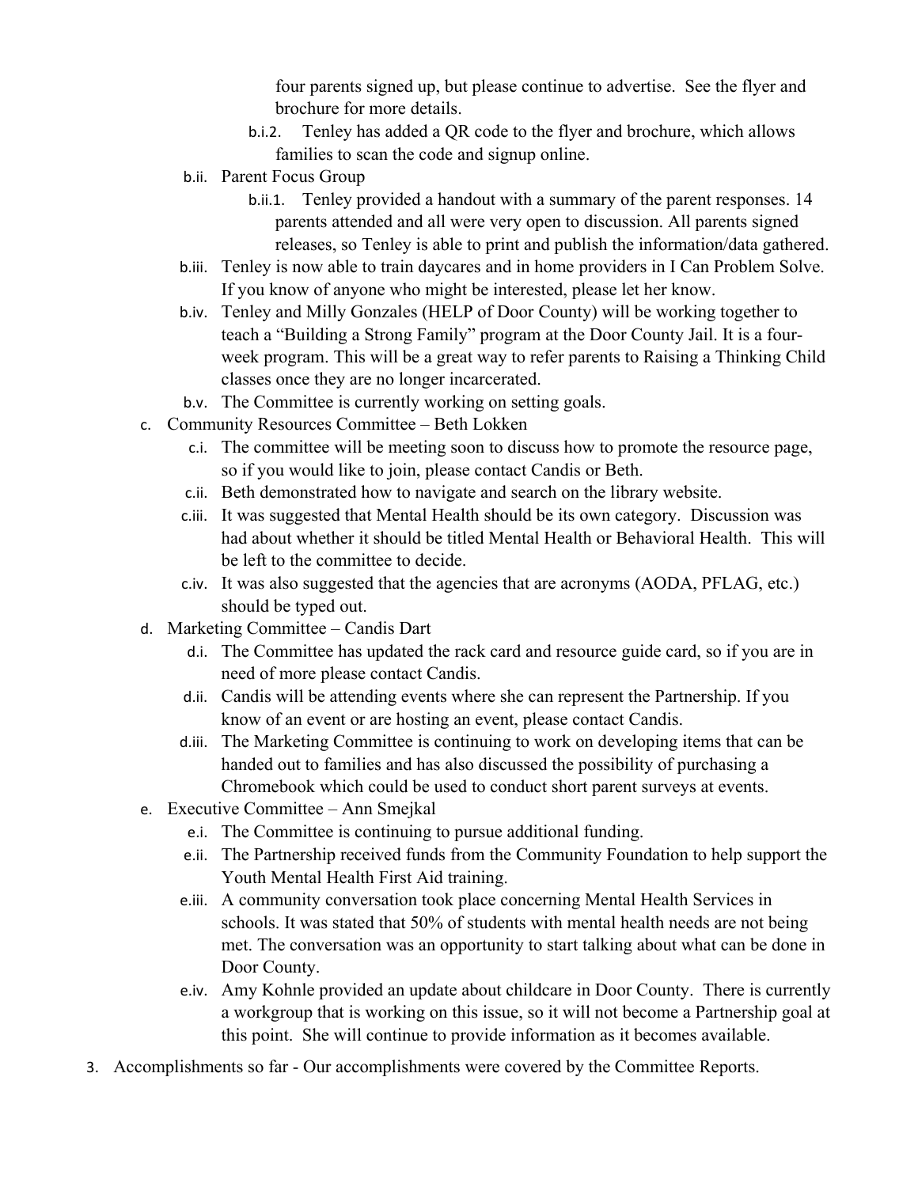four parents signed up, but please continue to advertise. See the flyer and brochure for more details.

- b.i.2. Tenley has added a QR code to the flyer and brochure, which allows families to scan the code and signup online.

- b.ii. Parent Focus Group
  - b.ii.1. Tenley provided a handout with a summary of the parent responses. 14 parents attended and all were very open to discussion. All parents signed releases, so Tenley is able to print and publish the information/data gathered.
- b.iii. Tenley is now able to train daycares and in home providers in I Can Problem Solve. If you know of anyone who might be interested, please let her know.
- b.iv. Tenley and Milly Gonzales (HELP of Door County) will be working together to teach a "Building a Strong Family" program at the Door County Jail. It is a four-week program. This will be a great way to refer parents to Raising a Thinking Child classes once they are no longer incarcerated.
- b.v. The Committee is currently working on setting goals.

c. Community Resources Committee – Beth Lokken
- c.i. The committee will be meeting soon to discuss how to promote the resource page, so if you would like to join, please contact Candis or Beth.
- c.ii. Beth demonstrated how to navigate and search on the library website.
- c.iii. It was suggested that Mental Health should be its own category. Discussion was had about whether it should be titled Mental Health or Behavioral Health. This will be left to the committee to decide.
- c.iv. It was also suggested that the agencies that are acronyms (AODA, PFLAG, etc.) should be typed out.

d. Marketing Committee – Candis Dart
- d.i. The Committee has updated the rack card and resource guide card, so if you are in need of more please contact Candis.
- d.ii. Candis will be attending events where she can represent the Partnership. If you know of an event or are hosting an event, please contact Candis.
- d.iii. The Marketing Committee is continuing to work on developing items that can be handed out to families and has also discussed the possibility of purchasing a Chromebook which could be used to conduct short parent surveys at events.

e. Executive Committee – Ann Smejkal
- e.i. The Committee is continuing to pursue additional funding.
- e.ii. The Partnership received funds from the Community Foundation to help support the Youth Mental Health First Aid training.
- e.iii. A community conversation took place concerning Mental Health Services in schools. It was stated that 50% of students with mental health needs are not being met. The conversation was an opportunity to start talking about what can be done in Door County.
- e.iv. Amy Kohnle provided an update about childcare in Door County. There is currently a workgroup that is working on this issue, so it will not become a Partnership goal at this point. She will continue to provide information as it becomes available.

3. Accomplishments so far - Our accomplishments were covered by the Committee Reports.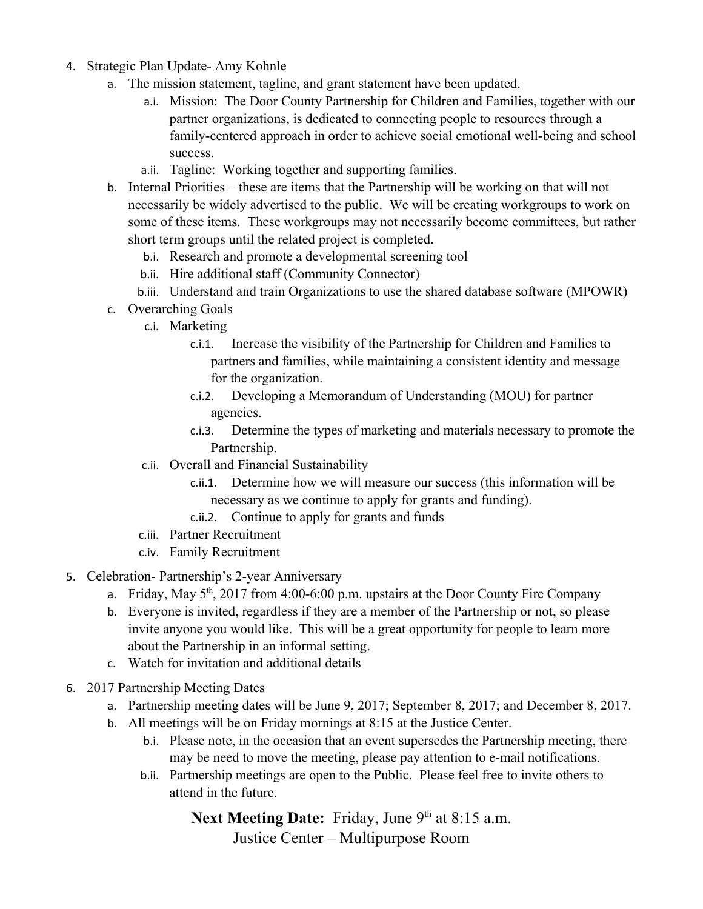4. Strategic Plan Update- Amy Kohnle
   a. The mission statement, tagline, and grant statement have been updated.
      a.i. Mission: The Door County Partnership for Children and Families, together with our partner organizations, is dedicated to connecting people to resources through a family-centered approach in order to achieve social emotional well-being and school success.
      a.ii. Tagline: Working together and supporting families.
   b. Internal Priorities – these are items that the Partnership will be working on that will not necessarily be widely advertised to the public. We will be creating workgroups to work on some of these items. These workgroups may not necessarily become committees, but rather short term groups until the related project is completed.
      b.i. Research and promote a developmental screening tool
      b.ii. Hire additional staff (Community Connector)
      b.iii. Understand and train Organizations to use the shared database software (MPOWR)
   c. Overarching Goals
      c.i. Marketing
         c.i.1. Increase the visibility of the Partnership for Children and Families to partners and families, while maintaining a consistent identity and message for the organization.
         c.i.2. Developing a Memorandum of Understanding (MOU) for partner agencies.
         c.i.3. Determine the types of marketing and materials necessary to promote the Partnership.
      c.ii. Overall and Financial Sustainability
         c.ii.1. Determine how we will measure our success (this information will be necessary as we continue to apply for grants and funding).
         c.ii.2. Continue to apply for grants and funds
      c.iii. Partner Recruitment
      c.iv. Family Recruitment
5. Celebration- Partnership's 2-year Anniversary
   a. Friday, May 5th, 2017 from 4:00-6:00 p.m. upstairs at the Door County Fire Company
   b. Everyone is invited, regardless if they are a member of the Partnership or not, so please invite anyone you would like. This will be a great opportunity for people to learn more about the Partnership in an informal setting.
   c. Watch for invitation and additional details
6. 2017 Partnership Meeting Dates
   a. Partnership meeting dates will be June 9, 2017; September 8, 2017; and December 8, 2017.
   b. All meetings will be on Friday mornings at 8:15 at the Justice Center.
      b.i. Please note, in the occasion that an event supersedes the Partnership meeting, there may be need to move the meeting, please pay attention to e-mail notifications.
      b.ii. Partnership meetings are open to the Public. Please feel free to invite others to attend in the future.

**Next Meeting Date:** Friday, June 9th at 8:15 a.m.
Justice Center – Multipurpose Room